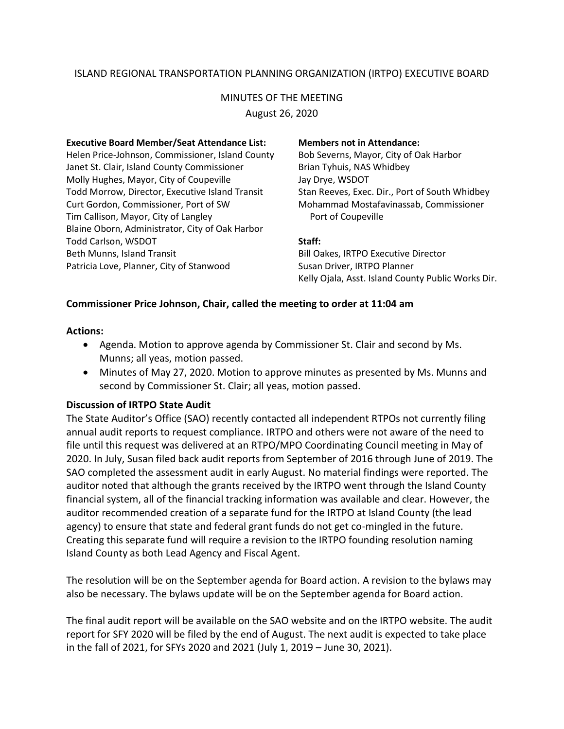ISLAND REGIONAL TRANSPORTATION PLANNING ORGANIZATION (IRTPO) EXECUTIVE BOARD

MINUTES OF THE MEETING

August 26, 2020

**Executive Board Member/Seat Attendance List:**

Helen Price-Johnson, Commissioner, Island County
Janet St. Clair, Island County Commissioner
Molly Hughes, Mayor, City of Coupeville
Todd Morrow, Director, Executive Island Transit
Curt Gordon, Commissioner, Port of SW
Tim Callison, Mayor, City of Langley
Blaine Oborn, Administrator, City of Oak Harbor
Todd Carlson, WSDOT
Beth Munns, Island Transit
Patricia Love, Planner, City of Stanwood

**Members not in Attendance:**

Bob Severns, Mayor, City of Oak Harbor
Brian Tyhuis, NAS Whidbey
Jay Drye, WSDOT
Stan Reeves, Exec. Dir., Port of South Whidbey
Mohammad Mostafavinassab, Commissioner Port of Coupeville

**Staff:**

Bill Oakes, IRTPO Executive Director
Susan Driver, IRTPO Planner
Kelly Ojala, Asst. Island County Public Works Dir.

**Commissioner Price Johnson, Chair, called the meeting to order at 11:04 am**

**Actions:**

- Agenda. Motion to approve agenda by Commissioner St. Clair and second by Ms. Munns; all yeas, motion passed.
- Minutes of May 27, 2020. Motion to approve minutes as presented by Ms. Munns and second by Commissioner St. Clair; all yeas, motion passed.

**Discussion of IRTPO State Audit**

The State Auditor's Office (SAO) recently contacted all independent RTPOs not currently filing annual audit reports to request compliance. IRTPO and others were not aware of the need to file until this request was delivered at an RTPO/MPO Coordinating Council meeting in May of 2020. In July, Susan filed back audit reports from September of 2016 through June of 2019. The SAO completed the assessment audit in early August. No material findings were reported. The auditor noted that although the grants received by the IRTPO went through the Island County financial system, all of the financial tracking information was available and clear. However, the auditor recommended creation of a separate fund for the IRTPO at Island County (the lead agency) to ensure that state and federal grant funds do not get co-mingled in the future. Creating this separate fund will require a revision to the IRTPO founding resolution naming Island County as both Lead Agency and Fiscal Agent.

The resolution will be on the September agenda for Board action. A revision to the bylaws may also be necessary. The bylaws update will be on the September agenda for Board action.

The final audit report will be available on the SAO website and on the IRTPO website. The audit report for SFY 2020 will be filed by the end of August. The next audit is expected to take place in the fall of 2021, for SFYs 2020 and 2021 (July 1, 2019 – June 30, 2021).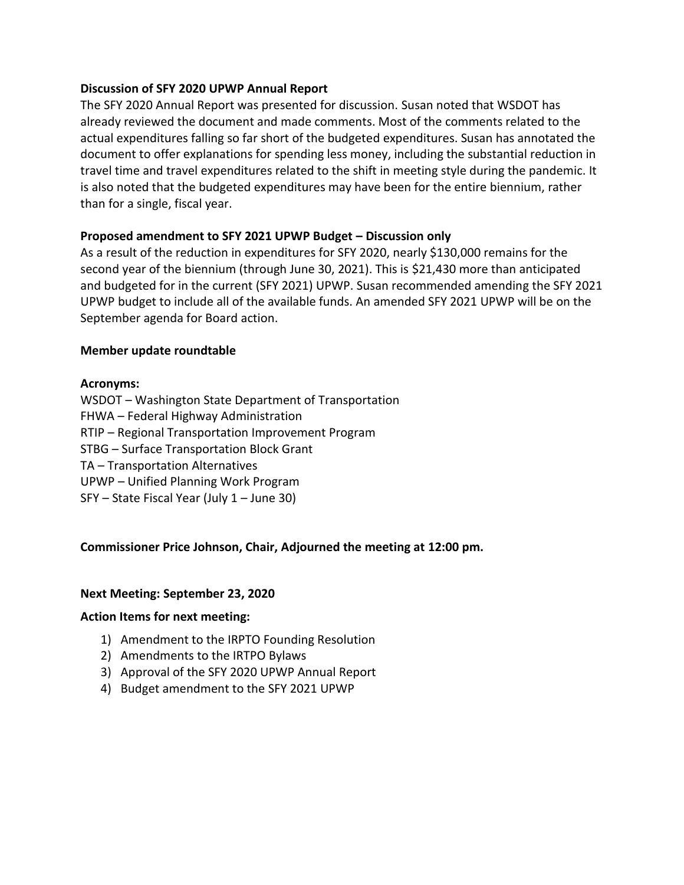**Discussion of SFY 2020 UPWP Annual Report**

The SFY 2020 Annual Report was presented for discussion. Susan noted that WSDOT has already reviewed the document and made comments. Most of the comments related to the actual expenditures falling so far short of the budgeted expenditures. Susan has annotated the document to offer explanations for spending less money, including the substantial reduction in travel time and travel expenditures related to the shift in meeting style during the pandemic. It is also noted that the budgeted expenditures may have been for the entire biennium, rather than for a single, fiscal year.

**Proposed amendment to SFY 2021 UPWP Budget – Discussion only**

As a result of the reduction in expenditures for SFY 2020, nearly $130,000 remains for the second year of the biennium (through June 30, 2021). This is $21,430 more than anticipated and budgeted for in the current (SFY 2021) UPWP. Susan recommended amending the SFY 2021 UPWP budget to include all of the available funds. An amended SFY 2021 UPWP will be on the September agenda for Board action.

**Member update roundtable**

**Acronyms:**

WSDOT – Washington State Department of Transportation
FHWA – Federal Highway Administration
RTIP – Regional Transportation Improvement Program
STBG – Surface Transportation Block Grant
TA – Transportation Alternatives
UPWP – Unified Planning Work Program
SFY – State Fiscal Year (July 1 – June 30)

**Commissioner Price Johnson, Chair, Adjourned the meeting at 12:00 pm.**

**Next Meeting: September 23, 2020**

**Action Items for next meeting:**

1) Amendment to the IRPTO Founding Resolution
2) Amendments to the IRTPO Bylaws
3) Approval of the SFY 2020 UPWP Annual Report
4) Budget amendment to the SFY 2021 UPWP